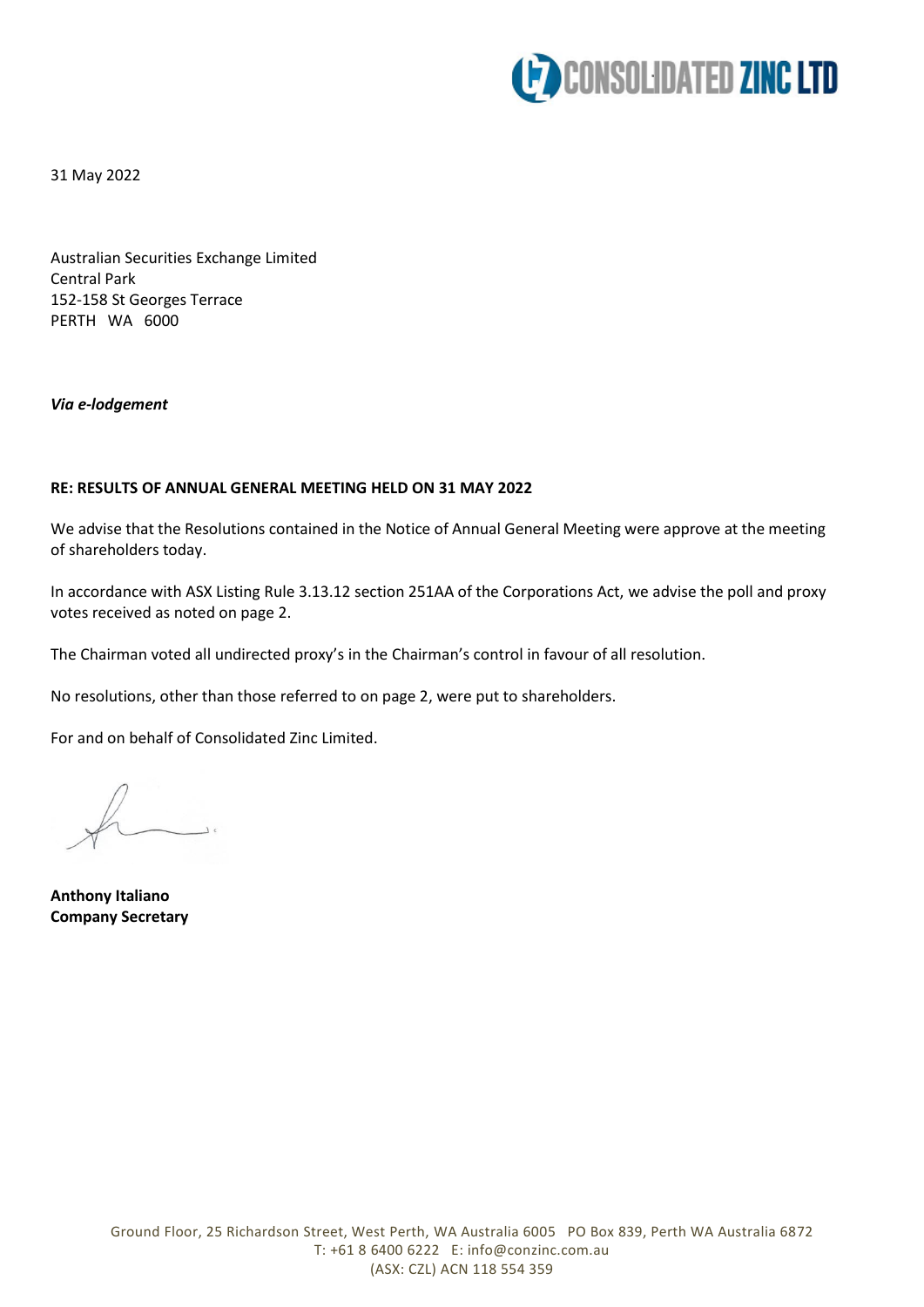31 May 2022

Australian Securities Exchange Limited
Central Park
152-158 St Georges Terrace
PERTH WA 6000

***Via e-lodgement***

**RE: RESULTS OF ANNUAL GENERAL MEETING HELD ON 31 MAY 2022**

We advise that the Resolutions contained in the Notice of Annual General Meeting were approve at the meeting of shareholders today.

In accordance with ASX Listing Rule 3.13.12 section 251AA of the Corporations Act, we advise the poll and proxy votes received as noted on page 2.

The Chairman voted all undirected proxy's in the Chairman's control in favour of all resolution.

No resolutions, other than those referred to on page 2, were put to shareholders.

For and on behalf of Consolidated Zinc Limited.

**Anthony Italiano**
**Company Secretary**

Ground Floor, 25 Richardson Street, West Perth, WA Australia 6005 PO Box 839, Perth WA Australia 6872
T: +61 8 6400 6222 E: info@conzinc.com.au
(ASX: CZL) ACN 118 554 359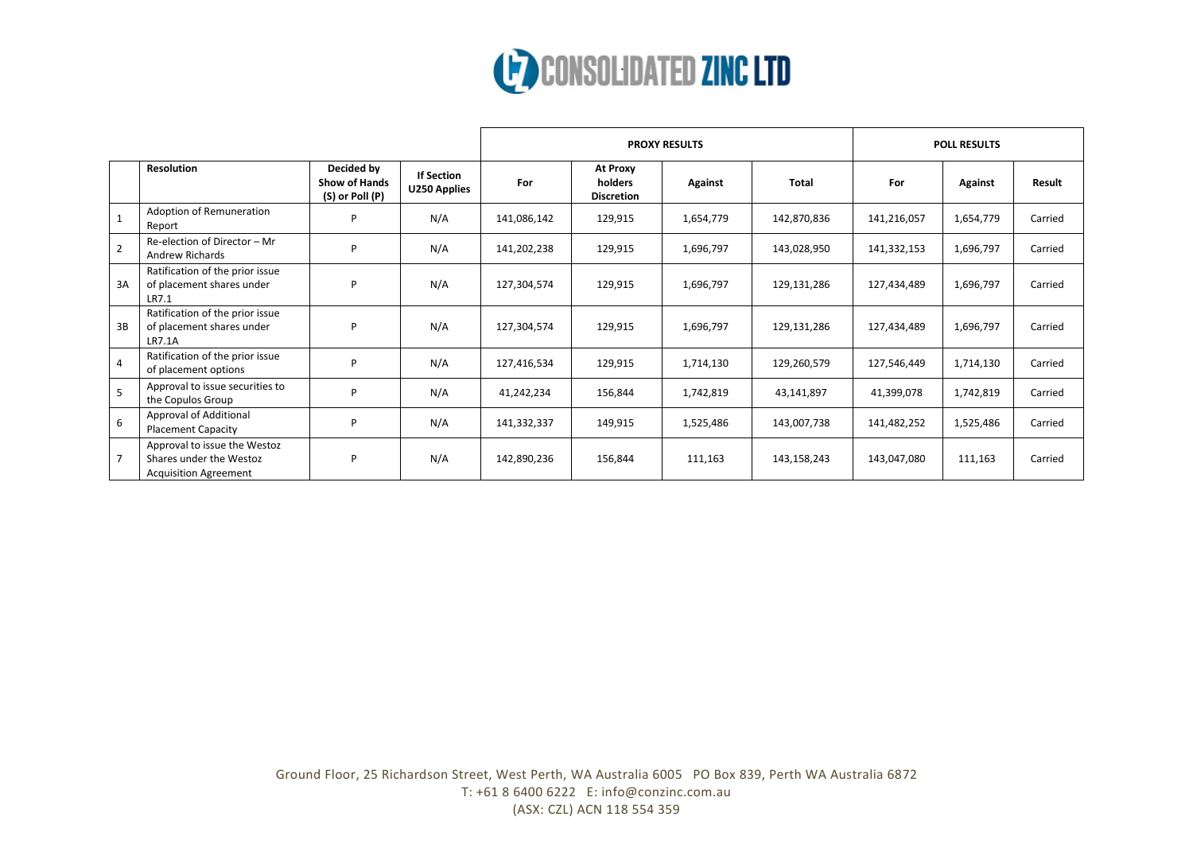| | | | | PROXY RESULTS | | | | POLL RESULTS | | |
|---|---|---|---|---|---|---|---|---|---|---|
| | **Resolution** | **Decided by Show of Hands (S) or Poll (P)** | **If Section U250 Applies** | **For** | **At Proxy holders Discretion** | **Against** | **Total** | **For** | **Against** | **Result** |
| 1 | Adoption of Remuneration Report | P | N/A | 141,086,142 | 129,915 | 1,654,779 | 142,870,836 | 141,216,057 | 1,654,779 | Carried |
| 2 | Re-election of Director – Mr Andrew Richards | P | N/A | 141,202,238 | 129,915 | 1,696,797 | 143,028,950 | 141,332,153 | 1,696,797 | Carried |
| 3A | Ratification of the prior issue of placement shares under LR7.1 | P | N/A | 127,304,574 | 129,915 | 1,696,797 | 129,131,286 | 127,434,489 | 1,696,797 | Carried |
| 3B | Ratification of the prior issue of placement shares under LR7.1A | P | N/A | 127,304,574 | 129,915 | 1,696,797 | 129,131,286 | 127,434,489 | 1,696,797 | Carried |
| 4 | Ratification of the prior issue of placement options | P | N/A | 127,416,534 | 129,915 | 1,714,130 | 129,260,579 | 127,546,449 | 1,714,130 | Carried |
| 5 | Approval to issue securities to the Copulos Group | P | N/A | 41,242,234 | 156,844 | 1,742,819 | 43,141,897 | 41,399,078 | 1,742,819 | Carried |
| 6 | Approval of Additional Placement Capacity | P | N/A | 141,332,337 | 149,915 | 1,525,486 | 143,007,738 | 141,482,252 | 1,525,486 | Carried |
| 7 | Approval to issue the Westoz Shares under the Westoz Acquisition Agreement | P | N/A | 142,890,236 | 156,844 | 111,163 | 143,158,243 | 143,047,080 | 111,163 | Carried |